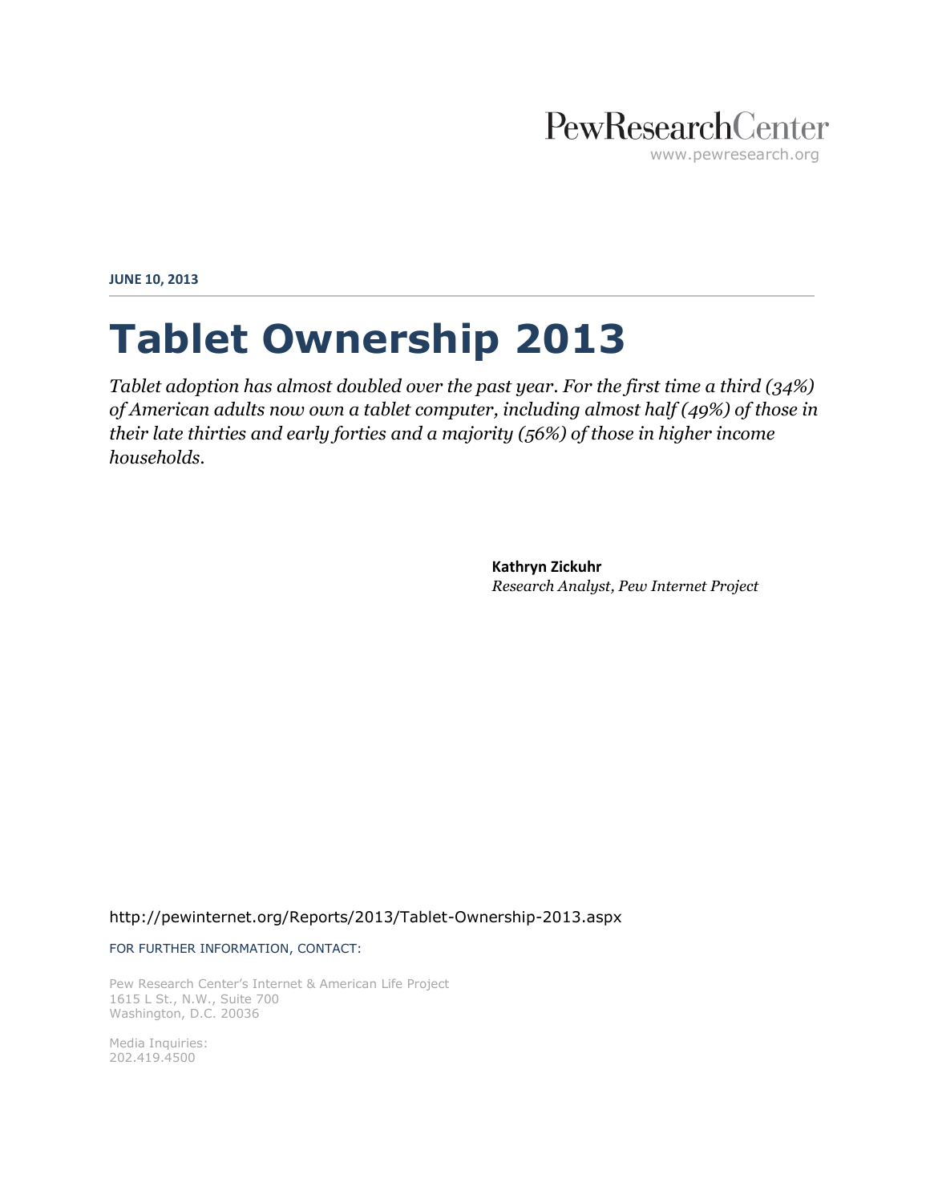PewResearchCenter
www.pewresearch.org

**JUNE 10, 2013**

# Tablet Ownership 2013

*Tablet adoption has almost doubled over the past year. For the first time a third (34%) of American adults now own a tablet computer, including almost half (49%) of those in their late thirties and early forties and a majority (56%) of those in higher income households.*

**Kathryn Zickuhr**
*Research Analyst, Pew Internet Project*

http://pewinternet.org/Reports/2013/Tablet-Ownership-2013.aspx

FOR FURTHER INFORMATION, CONTACT:

Pew Research Center's Internet & American Life Project
1615 L St., N.W., Suite 700
Washington, D.C. 20036

Media Inquiries:
202.419.4500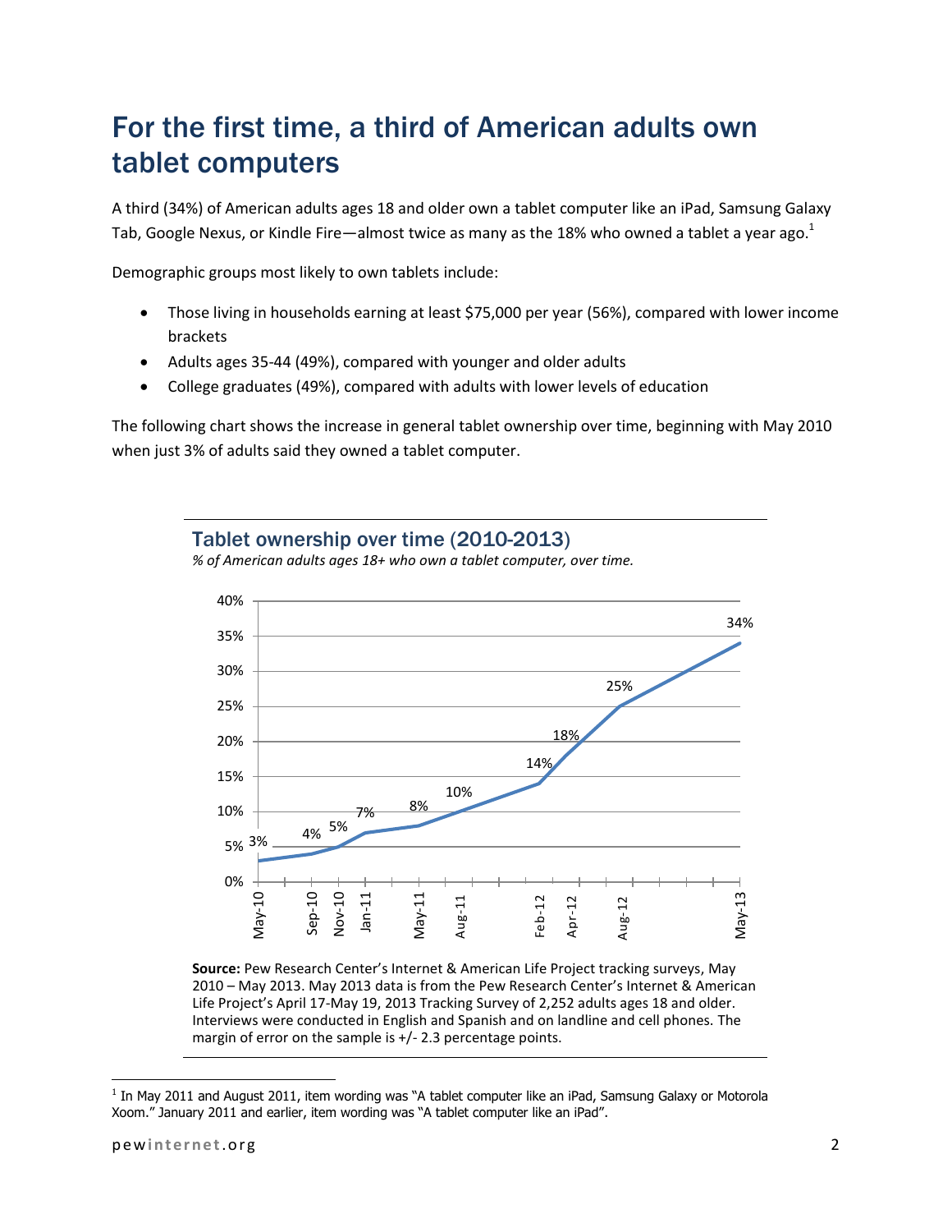# For the first time, a third of American adults own tablet computers

A third (34%) of American adults ages 18 and older own a tablet computer like an iPad, Samsung Galaxy Tab, Google Nexus, or Kindle Fire—almost twice as many as the 18% who owned a tablet a year ago.[1]

Demographic groups most likely to own tablets include:

- Those living in households earning at least $75,000 per year (56%), compared with lower income brackets
- Adults ages 35-44 (49%), compared with younger and older adults
- College graduates (49%), compared with adults with lower levels of education

The following chart shows the increase in general tablet ownership over time, beginning with May 2010 when just 3% of adults said they owned a tablet computer.

## Tablet ownership over time (2010-2013)

*% of American adults ages 18+ who own a tablet computer, over time.*

| Date | % who own a tablet |
|---|---|
| May-10 | 3% |
| Sep-10 | 4% |
| Nov-10 | 5% |
| Jan-11 | 7% |
| May-11 | 8% |
| Aug-11 | 10% |
| Feb-12 | 14% |
| Apr-12 | 18% |
| Aug-12 | 25% |
| May-13 | 34% |

**Source:** Pew Research Center's Internet & American Life Project tracking surveys, May 2010 – May 2013. May 2013 data is from the Pew Research Center's Internet & American Life Project's April 17-May 19, 2013 Tracking Survey of 2,252 adults ages 18 and older. Interviews were conducted in English and Spanish and on landline and cell phones. The margin of error on the sample is +/- 2.3 percentage points.

[1] In May 2011 and August 2011, item wording was "A tablet computer like an iPad, Samsung Galaxy or Motorola Xoom." January 2011 and earlier, item wording was "A tablet computer like an iPad".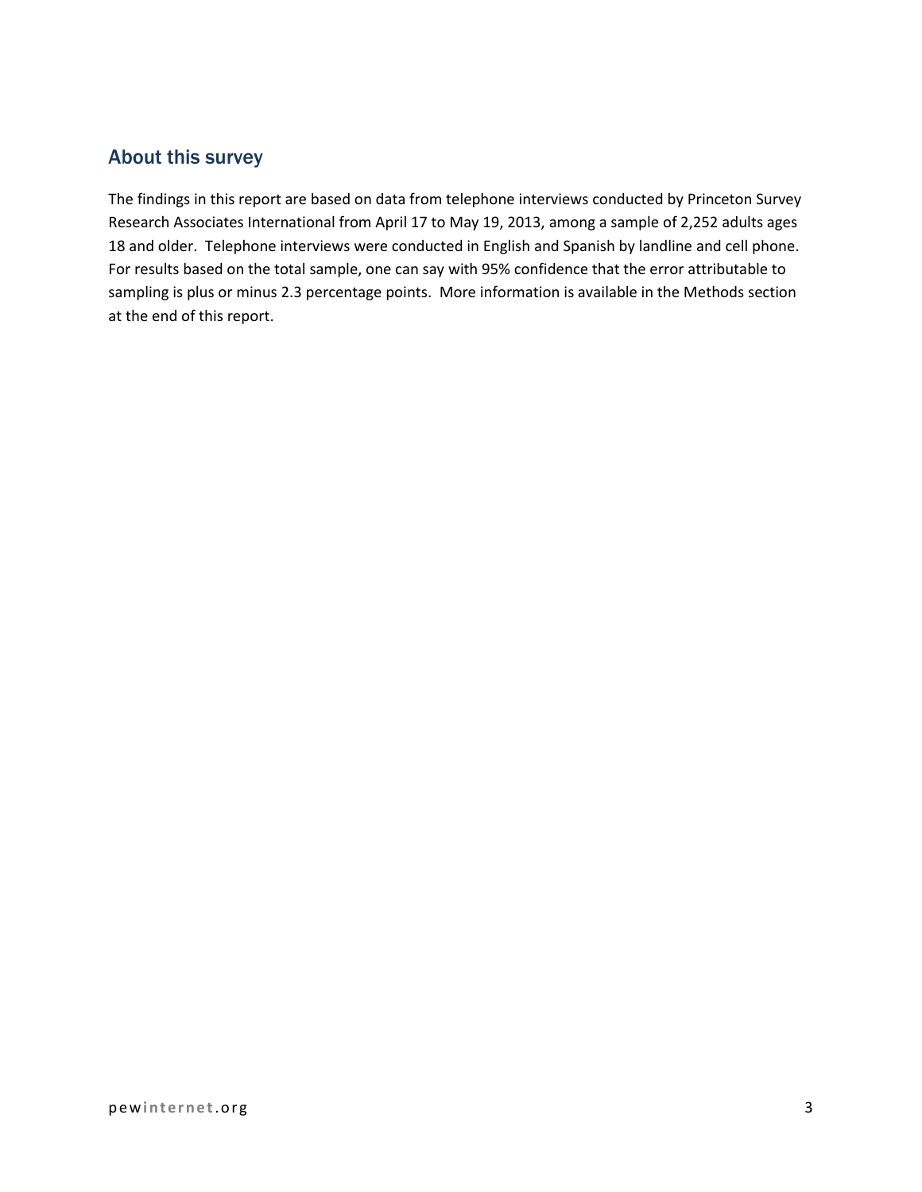## About this survey

The findings in this report are based on data from telephone interviews conducted by Princeton Survey Research Associates International from April 17 to May 19, 2013, among a sample of 2,252 adults ages 18 and older. Telephone interviews were conducted in English and Spanish by landline and cell phone. For results based on the total sample, one can say with 95% confidence that the error attributable to sampling is plus or minus 2.3 percentage points. More information is available in the Methods section at the end of this report.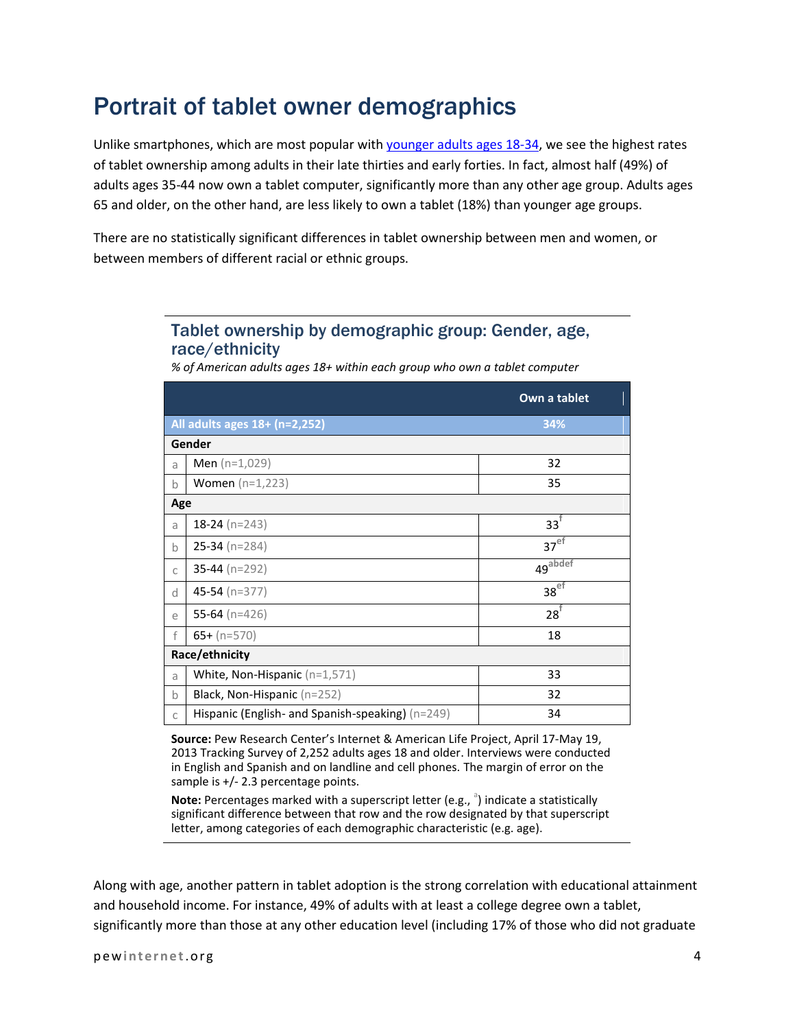# Portrait of tablet owner demographics

Unlike smartphones, which are most popular with younger adults ages 18-34, we see the highest rates of tablet ownership among adults in their late thirties and early forties. In fact, almost half (49%) of adults ages 35-44 now own a tablet computer, significantly more than any other age group. Adults ages 65 and older, on the other hand, are less likely to own a tablet (18%) than younger age groups.

There are no statistically significant differences in tablet ownership between men and women, or between members of different racial or ethnic groups.

## Tablet ownership by demographic group: Gender, age, race/ethnicity

*% of American adults ages 18+ within each group who own a tablet computer*

| | | Own a tablet |
|---|---|---|
| **All adults ages 18+ (n=2,252)** | | **34%** |
| **Gender** | | |
| a | Men (n=1,029) | 32 |
| b | Women (n=1,223) | 35 |
| **Age** | | |
| a | 18-24 (n=243) | 33[f] |
| b | 25-34 (n=284) | 37[ef] |
| c | 35-44 (n=292) | 49[abdef] |
| d | 45-54 (n=377) | 38[ef] |
| e | 55-64 (n=426) | 28[f] |
| f | 65+ (n=570) | 18 |
| **Race/ethnicity** | | |
| a | White, Non-Hispanic (n=1,571) | 33 |
| b | Black, Non-Hispanic (n=252) | 32 |
| c | Hispanic (English- and Spanish-speaking) (n=249) | 34 |

**Source:** Pew Research Center's Internet & American Life Project, April 17-May 19, 2013 Tracking Survey of 2,252 adults ages 18 and older. Interviews were conducted in English and Spanish and on landline and cell phones. The margin of error on the sample is +/- 2.3 percentage points.

**Note:** Percentages marked with a superscript letter (e.g., [a]) indicate a statistically significant difference between that row and the row designated by that superscript letter, among categories of each demographic characteristic (e.g. age).

Along with age, another pattern in tablet adoption is the strong correlation with educational attainment and household income. For instance, 49% of adults with at least a college degree own a tablet, significantly more than those at any other education level (including 17% of those who did not graduate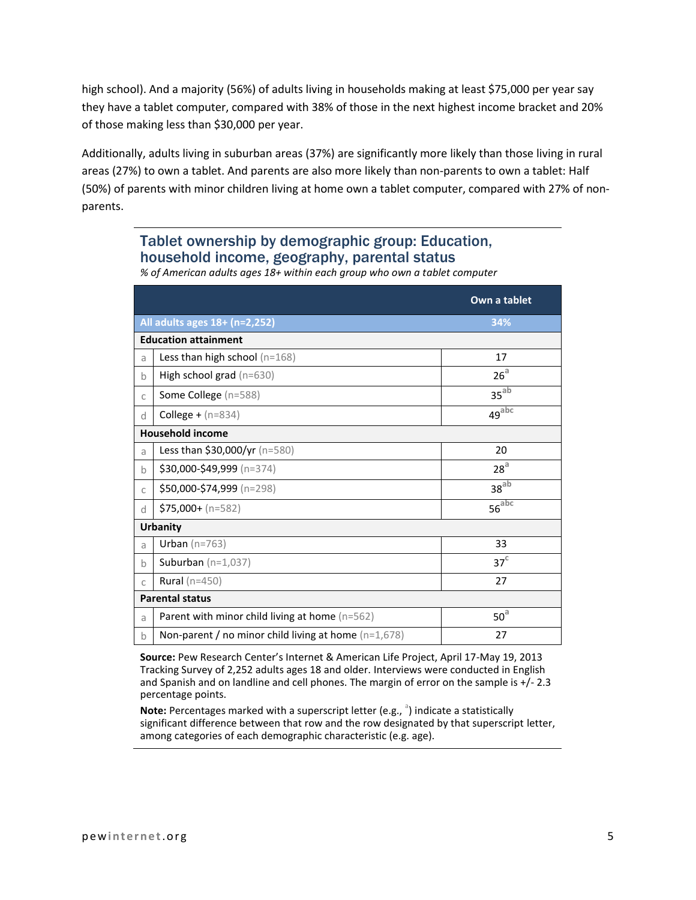high school). And a majority (56%) of adults living in households making at least $75,000 per year say they have a tablet computer, compared with 38% of those in the next highest income bracket and 20% of those making less than $30,000 per year.

Additionally, adults living in suburban areas (37%) are significantly more likely than those living in rural areas (27%) to own a tablet. And parents are also more likely than non-parents to own a tablet: Half (50%) of parents with minor children living at home own a tablet computer, compared with 27% of non-parents.

## Tablet ownership by demographic group: Education, household income, geography, parental status

*% of American adults ages 18+ within each group who own a tablet computer*

| | | Own a tablet |
|---|---|---|
| | **All adults ages 18+ (n=2,252)** | **34%** |
| | **Education attainment** | |
| a | Less than high school (n=168) | 17 |
| b | High school grad (n=630) | 26[a] |
| c | Some College (n=588) | 35[ab] |
| d | College + (n=834) | 49[abc] |
| | **Household income** | |
| a | Less than $30,000/yr (n=580) | 20 |
| b | $30,000-$49,999 (n=374) | 28[a] |
| c | $50,000-$74,999 (n=298) | 38[ab] |
| d | $75,000+ (n=582) | 56[abc] |
| | **Urbanity** | |
| a | Urban (n=763) | 33 |
| b | Suburban (n=1,037) | 37[c] |
| c | Rural (n=450) | 27 |
| | **Parental status** | |
| a | Parent with minor child living at home (n=562) | 50[a] |
| b | Non-parent / no minor child living at home (n=1,678) | 27 |

**Source:** Pew Research Center's Internet & American Life Project, April 17-May 19, 2013 Tracking Survey of 2,252 adults ages 18 and older. Interviews were conducted in English and Spanish and on landline and cell phones. The margin of error on the sample is +/- 2.3 percentage points.

**Note:** Percentages marked with a superscript letter (e.g., [a]) indicate a statistically significant difference between that row and the row designated by that superscript letter, among categories of each demographic characteristic (e.g. age).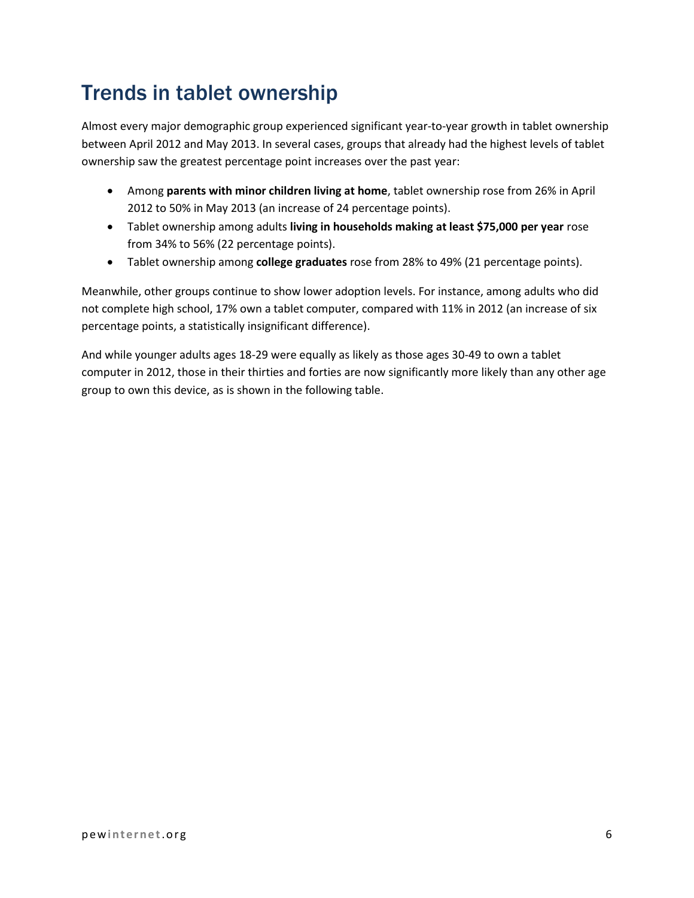# Trends in tablet ownership

Almost every major demographic group experienced significant year-to-year growth in tablet ownership between April 2012 and May 2013. In several cases, groups that already had the highest levels of tablet ownership saw the greatest percentage point increases over the past year:

- Among **parents with minor children living at home**, tablet ownership rose from 26% in April 2012 to 50% in May 2013 (an increase of 24 percentage points).
- Tablet ownership among adults **living in households making at least $75,000 per year** rose from 34% to 56% (22 percentage points).
- Tablet ownership among **college graduates** rose from 28% to 49% (21 percentage points).

Meanwhile, other groups continue to show lower adoption levels. For instance, among adults who did not complete high school, 17% own a tablet computer, compared with 11% in 2012 (an increase of six percentage points, a statistically insignificant difference).

And while younger adults ages 18-29 were equally as likely as those ages 30-49 to own a tablet computer in 2012, those in their thirties and forties are now significantly more likely than any other age group to own this device, as is shown in the following table.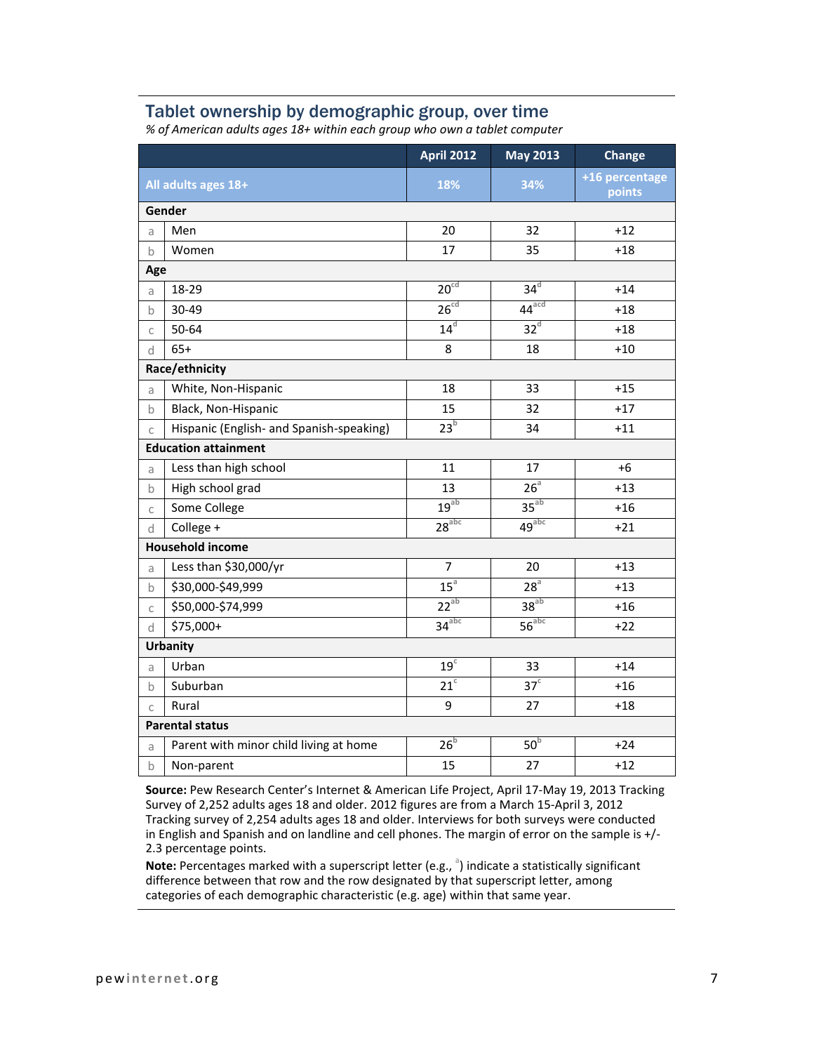## Tablet ownership by demographic group, over time

*% of American adults ages 18+ within each group who own a tablet computer*

| | | April 2012 | May 2013 | Change |
|---|---|---|---|---|
| **All adults ages 18+** | | **18%** | **34%** | **+16 percentage points** |
| **Gender** | | | | |
| a | Men | 20 | 32 | +12 |
| b | Women | 17 | 35 | +18 |
| **Age** | | | | |
| a | 18-29 | 20[cd] | 34[d] | +14 |
| b | 30-49 | 26[cd] | 44[acd] | +18 |
| c | 50-64 | 14[d] | 32[d] | +18 |
| d | 65+ | 8 | 18 | +10 |
| **Race/ethnicity** | | | | |
| a | White, Non-Hispanic | 18 | 33 | +15 |
| b | Black, Non-Hispanic | 15 | 32 | +17 |
| c | Hispanic (English- and Spanish-speaking) | 23[b] | 34 | +11 |
| **Education attainment** | | | | |
| a | Less than high school | 11 | 17 | +6 |
| b | High school grad | 13 | 26[a] | +13 |
| c | Some College | 19[ab] | 35[ab] | +16 |
| d | College + | 28[abc] | 49[abc] | +21 |
| **Household income** | | | | |
| a | Less than $30,000/yr | 7 | 20 | +13 |
| b | $30,000-$49,999 | 15[a] | 28[a] | +13 |
| c | $50,000-$74,999 | 22[ab] | 38[ab] | +16 |
| d | $75,000+ | 34[abc] | 56[abc] | +22 |
| **Urbanity** | | | | |
| a | Urban | 19[c] | 33 | +14 |
| b | Suburban | 21[c] | 37[c] | +16 |
| c | Rural | 9 | 27 | +18 |
| **Parental status** | | | | |
| a | Parent with minor child living at home | 26[b] | 50[b] | +24 |
| b | Non-parent | 15 | 27 | +12 |

**Source:** Pew Research Center's Internet & American Life Project, April 17-May 19, 2013 Tracking Survey of 2,252 adults ages 18 and older. 2012 figures are from a March 15-April 3, 2012 Tracking survey of 2,254 adults ages 18 and older. Interviews for both surveys were conducted in English and Spanish and on landline and cell phones. The margin of error on the sample is +/- 2.3 percentage points.

**Note:** Percentages marked with a superscript letter (e.g., [a]) indicate a statistically significant difference between that row and the row designated by that superscript letter, among categories of each demographic characteristic (e.g. age) within that same year.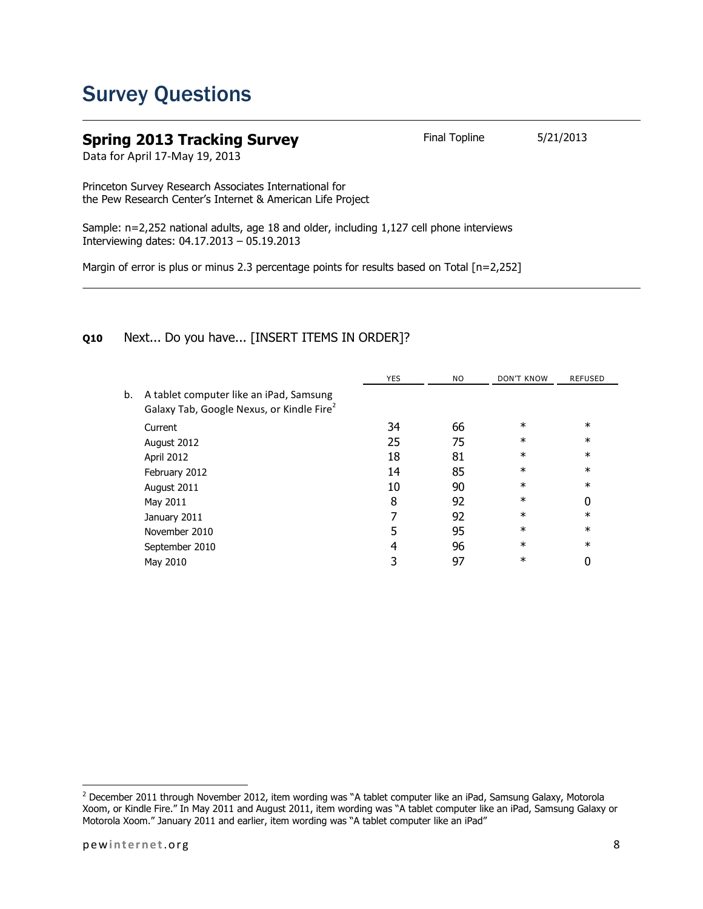# Survey Questions

## Spring 2013 Tracking Survey

Final Topline 5/21/2013

Data for April 17-May 19, 2013

Princeton Survey Research Associates International for
the Pew Research Center's Internet & American Life Project

Sample: n=2,252 national adults, age 18 and older, including 1,127 cell phone interviews
Interviewing dates: 04.17.2013 – 05.19.2013

Margin of error is plus or minus 2.3 percentage points for results based on Total [n=2,252]

---

**Q10** Next... Do you have... [INSERT ITEMS IN ORDER]?

| | YES | NO | DON'T KNOW | REFUSED |
|---|---|---|---|---|
| b. A tablet computer like an iPad, Samsung Galaxy Tab, Google Nexus, or Kindle Fire[2] | | | | |
| Current | 34 | 66 | * | * |
| August 2012 | 25 | 75 | * | * |
| April 2012 | 18 | 81 | * | * |
| February 2012 | 14 | 85 | * | * |
| August 2011 | 10 | 90 | * | * |
| May 2011 | 8 | 92 | * | 0 |
| January 2011 | 7 | 92 | * | * |
| November 2010 | 5 | 95 | * | * |
| September 2010 | 4 | 96 | * | * |
| May 2010 | 3 | 97 | * | 0 |

[2] December 2011 through November 2012, item wording was "A tablet computer like an iPad, Samsung Galaxy, Motorola Xoom, or Kindle Fire." In May 2011 and August 2011, item wording was "A tablet computer like an iPad, Samsung Galaxy or Motorola Xoom." January 2011 and earlier, item wording was "A tablet computer like an iPad"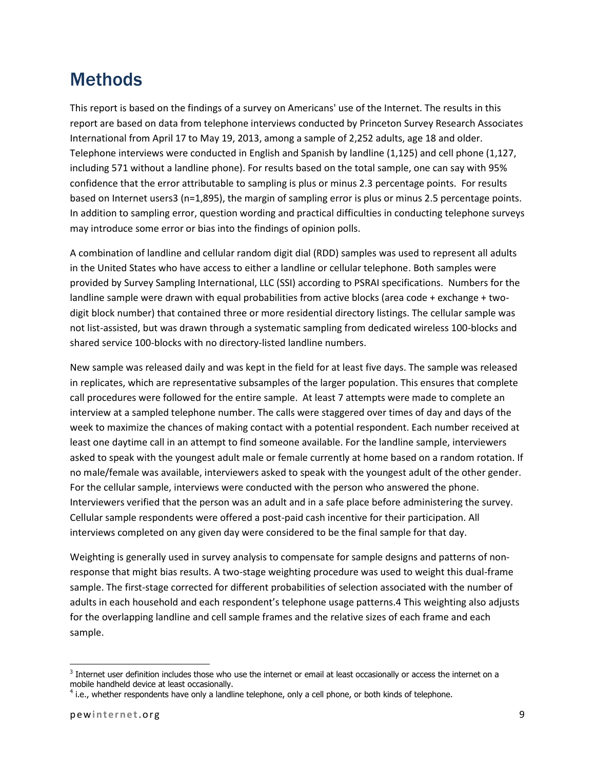# Methods

This report is based on the findings of a survey on Americans' use of the Internet. The results in this report are based on data from telephone interviews conducted by Princeton Survey Research Associates International from April 17 to May 19, 2013, among a sample of 2,252 adults, age 18 and older. Telephone interviews were conducted in English and Spanish by landline (1,125) and cell phone (1,127, including 571 without a landline phone). For results based on the total sample, one can say with 95% confidence that the error attributable to sampling is plus or minus 2.3 percentage points. For results based on Internet users[3] (n=1,895), the margin of sampling error is plus or minus 2.5 percentage points. In addition to sampling error, question wording and practical difficulties in conducting telephone surveys may introduce some error or bias into the findings of opinion polls.

A combination of landline and cellular random digit dial (RDD) samples was used to represent all adults in the United States who have access to either a landline or cellular telephone. Both samples were provided by Survey Sampling International, LLC (SSI) according to PSRAI specifications. Numbers for the landline sample were drawn with equal probabilities from active blocks (area code + exchange + two-digit block number) that contained three or more residential directory listings. The cellular sample was not list-assisted, but was drawn through a systematic sampling from dedicated wireless 100-blocks and shared service 100-blocks with no directory-listed landline numbers.

New sample was released daily and was kept in the field for at least five days. The sample was released in replicates, which are representative subsamples of the larger population. This ensures that complete call procedures were followed for the entire sample. At least 7 attempts were made to complete an interview at a sampled telephone number. The calls were staggered over times of day and days of the week to maximize the chances of making contact with a potential respondent. Each number received at least one daytime call in an attempt to find someone available. For the landline sample, interviewers asked to speak with the youngest adult male or female currently at home based on a random rotation. If no male/female was available, interviewers asked to speak with the youngest adult of the other gender. For the cellular sample, interviews were conducted with the person who answered the phone. Interviewers verified that the person was an adult and in a safe place before administering the survey. Cellular sample respondents were offered a post-paid cash incentive for their participation. All interviews completed on any given day were considered to be the final sample for that day.

Weighting is generally used in survey analysis to compensate for sample designs and patterns of non-response that might bias results. A two-stage weighting procedure was used to weight this dual-frame sample. The first-stage corrected for different probabilities of selection associated with the number of adults in each household and each respondent's telephone usage patterns.[4] This weighting also adjusts for the overlapping landline and cell sample frames and the relative sizes of each frame and each sample.

---

[3] Internet user definition includes those who use the internet or email at least occasionally or access the internet on a mobile handheld device at least occasionally.

[4] i.e., whether respondents have only a landline telephone, only a cell phone, or both kinds of telephone.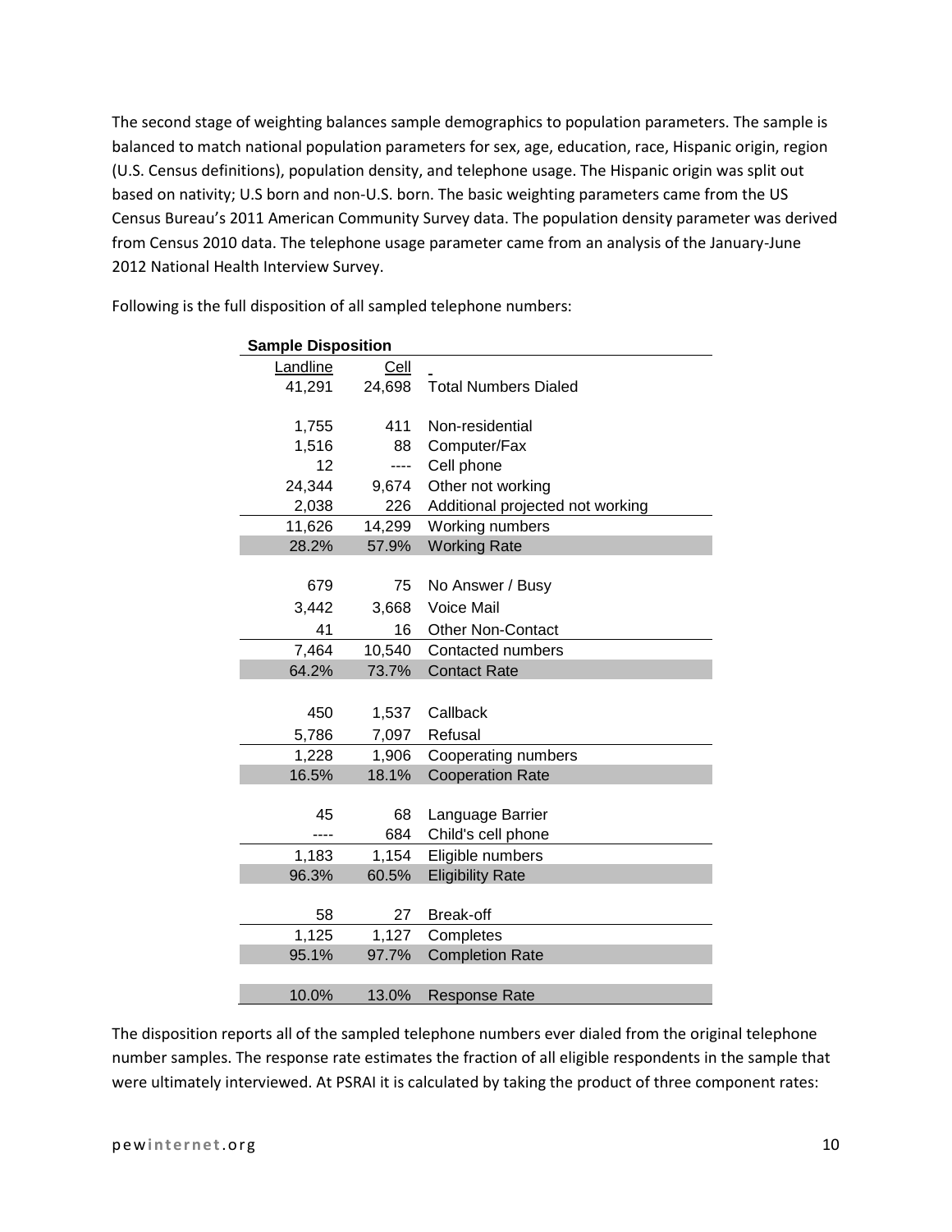The second stage of weighting balances sample demographics to population parameters. The sample is balanced to match national population parameters for sex, age, education, race, Hispanic origin, region (U.S. Census definitions), population density, and telephone usage. The Hispanic origin was split out based on nativity; U.S born and non-U.S. born. The basic weighting parameters came from the US Census Bureau's 2011 American Community Survey data. The population density parameter was derived from Census 2010 data. The telephone usage parameter came from an analysis of the January-June 2012 National Health Interview Survey.

Following is the full disposition of all sampled telephone numbers:

**Sample Disposition**

| Landline | Cell | |
|---|---|---|
| 41,291 | 24,698 | Total Numbers Dialed |
| | | |
| 1,755 | 411 | Non-residential |
| 1,516 | 88 | Computer/Fax |
| 12 | ---- | Cell phone |
| 24,344 | 9,674 | Other not working |
| 2,038 | 226 | Additional projected not working |
| 11,626 | 14,299 | Working numbers |
| 28.2% | 57.9% | Working Rate |
| | | |
| 679 | 75 | No Answer / Busy |
| 3,442 | 3,668 | Voice Mail |
| 41 | 16 | Other Non-Contact |
| 7,464 | 10,540 | Contacted numbers |
| 64.2% | 73.7% | Contact Rate |
| | | |
| 450 | 1,537 | Callback |
| 5,786 | 7,097 | Refusal |
| 1,228 | 1,906 | Cooperating numbers |
| 16.5% | 18.1% | Cooperation Rate |
| | | |
| 45 | 68 | Language Barrier |
| ---- | 684 | Child's cell phone |
| 1,183 | 1,154 | Eligible numbers |
| 96.3% | 60.5% | Eligibility Rate |
| | | |
| 58 | 27 | Break-off |
| 1,125 | 1,127 | Completes |
| 95.1% | 97.7% | Completion Rate |
| | | |
| 10.0% | 13.0% | Response Rate |

The disposition reports all of the sampled telephone numbers ever dialed from the original telephone number samples. The response rate estimates the fraction of all eligible respondents in the sample that were ultimately interviewed. At PSRAI it is calculated by taking the product of three component rates: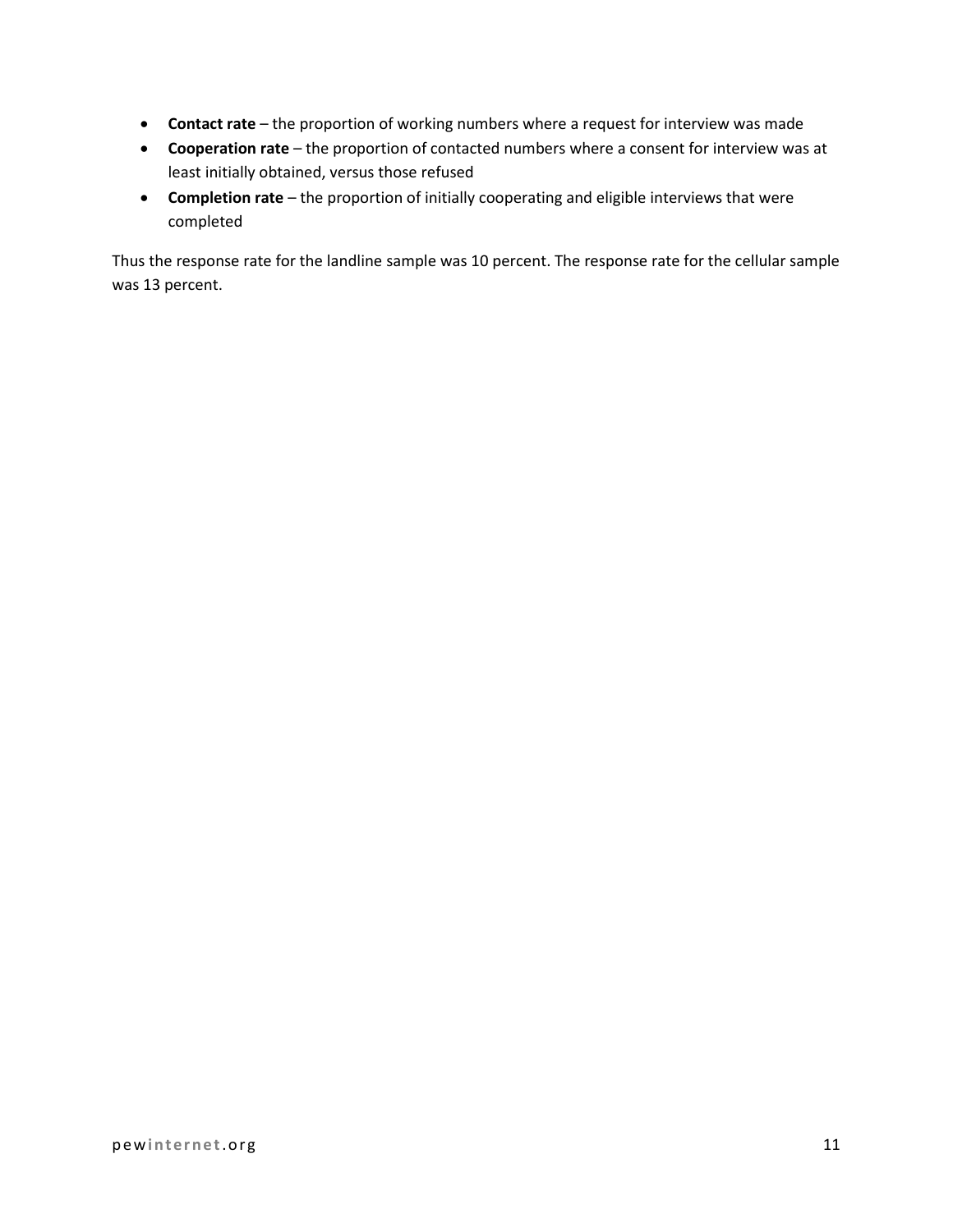- **Contact rate** – the proportion of working numbers where a request for interview was made
- **Cooperation rate** – the proportion of contacted numbers where a consent for interview was at least initially obtained, versus those refused
- **Completion rate** – the proportion of initially cooperating and eligible interviews that were completed

Thus the response rate for the landline sample was 10 percent. The response rate for the cellular sample was 13 percent.